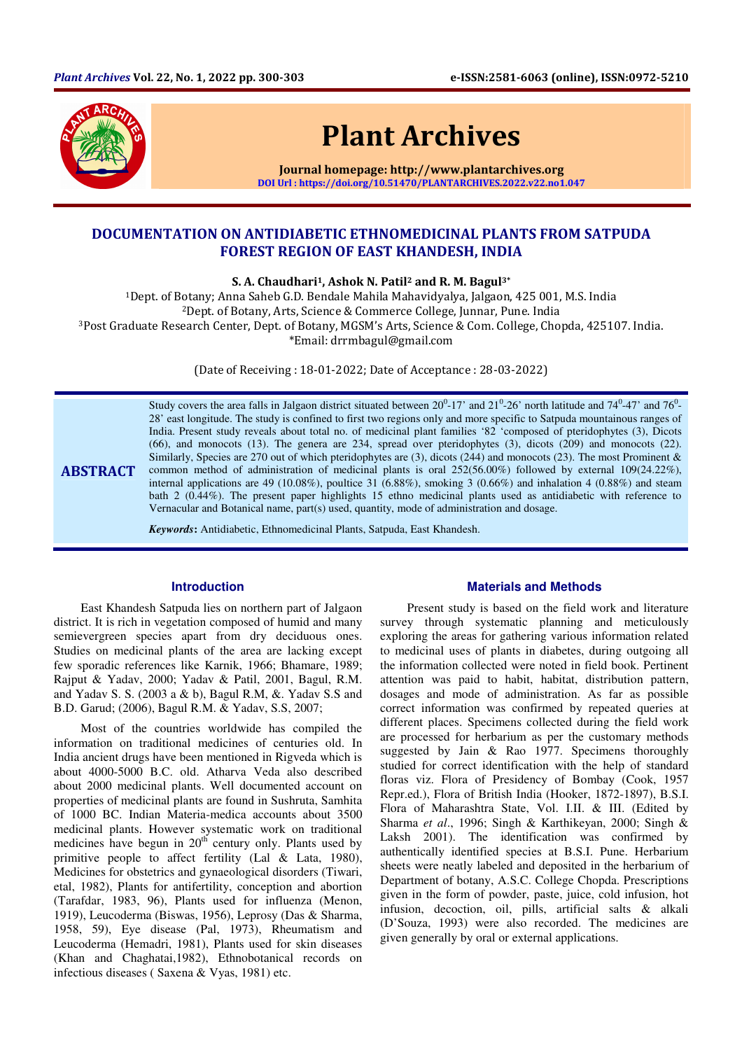# DOCUMENTATION ON ANTIDIABETIC ETHNOMEDICINAL PLANTS FROM SATPUDA FOREST REGION OF EAST KHANDESH, INDIA

**S. A. Chaudhari[1], Ashok N. Patil[2] and R. M. Bagul[3*]**

[1]Dept. of Botany; Anna Saheb G.D. Bendale Mahila Mahavidyalya, Jalgaon, 425 001, M.S. India
[2]Dept. of Botany, Arts, Science & Commerce College, Junnar, Pune. India
[3]Post Graduate Research Center, Dept. of Botany, MGSM's Arts, Science & Com. College, Chopda, 425107. India.
*Email: drrmbagul@gmail.com

(Date of Receiving : 18-01-2022; Date of Acceptance : 28-03-2022)

## ABSTRACT

Study covers the area falls in Jalgaon district situated between $20^0$-17' and $21^0$-26' north latitude and $74^0$-47' and $76^0$-28' east longitude. The study is confined to first two regions only and more specific to Satpuda mountainous ranges of India. Present study reveals about total no. of medicinal plant families '82 'composed of pteridophytes (3), Dicots (66), and monocots (13). The genera are 234, spread over pteridophytes (3), dicots (209) and monocots (22). Similarly, Species are 270 out of which pteridophytes are (3), dicots (244) and monocots (23). The most Prominent & common method of administration of medicinal plants is oral 252(56.00%) followed by external 109(24.22%), internal applications are 49 (10.08%), poultice 31 (6.88%), smoking 3 (0.66%) and inhalation 4 (0.88%) and steam bath 2 (0.44%). The present paper highlights 15 ethno medicinal plants used as antidiabetic with reference to Vernacular and Botanical name, part(s) used, quantity, mode of administration and dosage.

***Keywords*:** Antidiabetic, Ethnomedicinal Plants, Satpuda, East Khandesh.

## Introduction

East Khandesh Satpuda lies on northern part of Jalgaon district. It is rich in vegetation composed of humid and many semievergreen species apart from dry deciduous ones. Studies on medicinal plants of the area are lacking except few sporadic references like Karnik, 1966; Bhamare, 1989; Rajput & Yadav, 2000; Yadav & Patil, 2001, Bagul, R.M. and Yadav S. S. (2003 a & b), Bagul R.M, &. Yadav S.S and B.D. Garud; (2006), Bagul R.M. & Yadav, S.S, 2007;

Most of the countries worldwide has compiled the information on traditional medicines of centuries old. In India ancient drugs have been mentioned in Rigveda which is about 4000-5000 B.C. old. Atharva Veda also described about 2000 medicinal plants. Well documented account on properties of medicinal plants are found in Sushruta, Samhita of 1000 BC. Indian Materia-medica accounts about 3500 medicinal plants. However systematic work on traditional medicines have begun in $20^{th}$ century only. Plants used by primitive people to affect fertility (Lal & Lata, 1980), Medicines for obstetrics and gynaeological disorders (Tiwari, etal, 1982), Plants for antifertility, conception and abortion (Tarafdar, 1983, 96), Plants used for influenza (Menon, 1919), Leucoderma (Biswas, 1956), Leprosy (Das & Sharma, 1958, 59), Eye disease (Pal, 1973), Rheumatism and Leucoderma (Hemadri, 1981), Plants used for skin diseases (Khan and Chaghatai,1982), Ethnobotanical records on infectious diseases ( Saxena & Vyas, 1981) etc.

## Materials and Methods

Present study is based on the field work and literature survey through systematic planning and meticulously exploring the areas for gathering various information related to medicinal uses of plants in diabetes, during outgoing all the information collected were noted in field book. Pertinent attention was paid to habit, habitat, distribution pattern, dosages and mode of administration. As far as possible correct information was confirmed by repeated queries at different places. Specimens collected during the field work are processed for herbarium as per the customary methods suggested by Jain & Rao 1977. Specimens thoroughly studied for correct identification with the help of standard floras viz. Flora of Presidency of Bombay (Cook, 1957 Repr.ed.), Flora of British India (Hooker, 1872-1897), B.S.I. Flora of Maharashtra State, Vol. I.II. & III. (Edited by Sharma *et al*., 1996; Singh & Karthikeyan, 2000; Singh & Laksh 2001). The identification was confirmed by authentically identified species at B.S.I. Pune. Herbarium sheets were neatly labeled and deposited in the herbarium of Department of botany, A.S.C. College Chopda. Prescriptions given in the form of powder, paste, juice, cold infusion, hot infusion, decoction, oil, pills, artificial salts & alkali (D'Souza, 1993) were also recorded. The medicines are given generally by oral or external applications.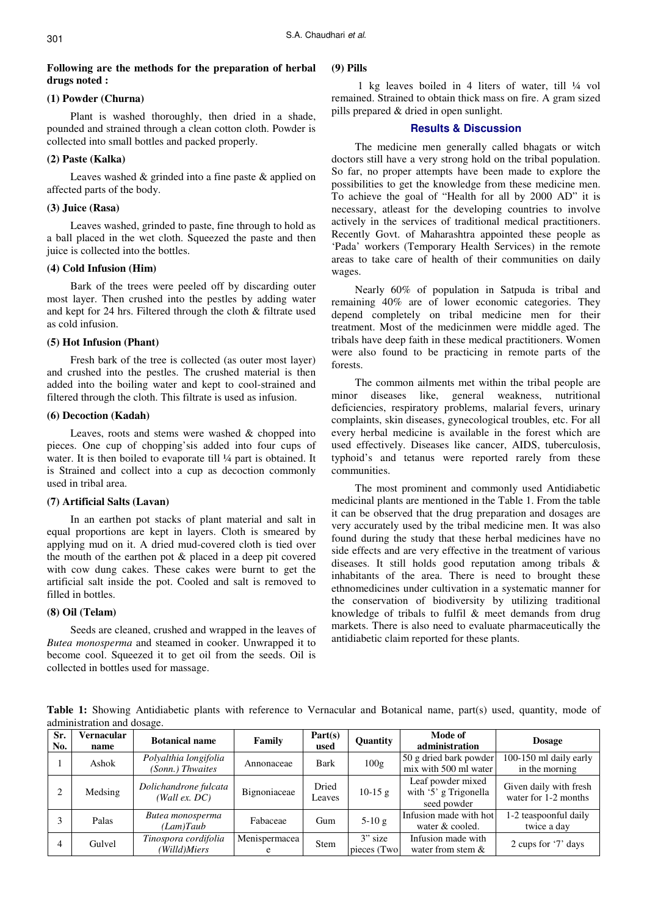**Following are the methods for the preparation of herbal drugs noted :**

### (1) Powder (Churna)

Plant is washed thoroughly, then dried in a shade, pounded and strained through a clean cotton cloth. Powder is collected into small bottles and packed properly.

### (2) Paste (Kalka)

Leaves washed & grinded into a fine paste & applied on affected parts of the body.

### (3) Juice (Rasa)

Leaves washed, grinded to paste, fine through to hold as a ball placed in the wet cloth. Squeezed the paste and then juice is collected into the bottles.

### (4) Cold Infusion (Him)

Bark of the trees were peeled off by discarding outer most layer. Then crushed into the pestles by adding water and kept for 24 hrs. Filtered through the cloth & filtrate used as cold infusion.

### (5) Hot Infusion (Phant)

Fresh bark of the tree is collected (as outer most layer) and crushed into the pestles. The crushed material is then added into the boiling water and kept to cool-strained and filtered through the cloth. This filtrate is used as infusion.

### (6) Decoction (Kadah)

Leaves, roots and stems were washed & chopped into pieces. One cup of chopping'sis added into four cups of water. It is then boiled to evaporate till ¼ part is obtained. It is Strained and collect into a cup as decoction commonly used in tribal area.

### (7) Artificial Salts (Lavan)

In an earthen pot stacks of plant material and salt in equal proportions are kept in layers. Cloth is smeared by applying mud on it. A dried mud-covered cloth is tied over the mouth of the earthen pot & placed in a deep pit covered with cow dung cakes. These cakes were burnt to get the artificial salt inside the pot. Cooled and salt is removed to filled in bottles.

### (8) Oil (Telam)

Seeds are cleaned, crushed and wrapped in the leaves of *Butea monosperma* and steamed in cooker. Unwrapped it to become cool. Squeezed it to get oil from the seeds. Oil is collected in bottles used for massage.

### (9) Pills

1 kg leaves boiled in 4 liters of water, till ¼ vol remained. Strained to obtain thick mass on fire. A gram sized pills prepared & dried in open sunlight.

## Results & Discussion

The medicine men generally called bhagats or witch doctors still have a very strong hold on the tribal population. So far, no proper attempts have been made to explore the possibilities to get the knowledge from these medicine men. To achieve the goal of "Health for all by 2000 AD" it is necessary, atleast for the developing countries to involve actively in the services of traditional medical practitioners. Recently Govt. of Maharashtra appointed these people as 'Pada' workers (Temporary Health Services) in the remote areas to take care of health of their communities on daily wages.

Nearly 60% of population in Satpuda is tribal and remaining 40% are of lower economic categories. They depend completely on tribal medicine men for their treatment. Most of the medicinmen were middle aged. The tribals have deep faith in these medical practitioners. Women were also found to be practicing in remote parts of the forests.

The common ailments met within the tribal people are minor diseases like, general weakness, nutritional deficiencies, respiratory problems, malarial fevers, urinary complaints, skin diseases, gynecological troubles, etc. For all every herbal medicine is available in the forest which are used effectively. Diseases like cancer, AIDS, tuberculosis, typhoid's and tetanus were reported rarely from these communities.

The most prominent and commonly used Antidiabetic medicinal plants are mentioned in the Table 1. From the table it can be observed that the drug preparation and dosages are very accurately used by the tribal medicine men. It was also found during the study that these herbal medicines have no side effects and are very effective in the treatment of various diseases. It still holds good reputation among tribals & inhabitants of the area. There is need to brought these ethnomedicines under cultivation in a systematic manner for the conservation of biodiversity by utilizing traditional knowledge of tribals to fulfil & meet demands from drug markets. There is also need to evaluate pharmaceutically the antidiabetic claim reported for these plants.

**Table 1:** Showing Antidiabetic plants with reference to Vernacular and Botanical name, part(s) used, quantity, mode of administration and dosage.

| Sr. No. | Vernacular name | Botanical name | Family | Part(s) used | Quantity | Mode of administration | Dosage |
|---|---|---|---|---|---|---|---|
| 1 | Ashok | *Polyalthia longifolia (Sonn.) Thwaites* | Annonaceae | Bark | 100g | 50 g dried bark powder mix with 500 ml water | 100-150 ml daily early in the morning |
| 2 | Medsing | *Dolichandrone fulcata (Wall ex. DC)* | Bignoniaceae | Dried Leaves | 10-15 g | Leaf powder mixed with '5' g Trigonella seed powder | Given daily with fresh water for 1-2 months |
| 3 | Palas | *Butea monosperma (Lam)Taub* | Fabaceae | Gum | 5-10 g | Infusion made with hot water & cooled. | 1-2 teaspoonful daily twice a day |
| 4 | Gulvel | *Tinospora cordifolia (Willd)Miers* | Menispermaceae | Stem | 3" size pieces (Two | Infusion made with water from stem & | 2 cups for '7' days |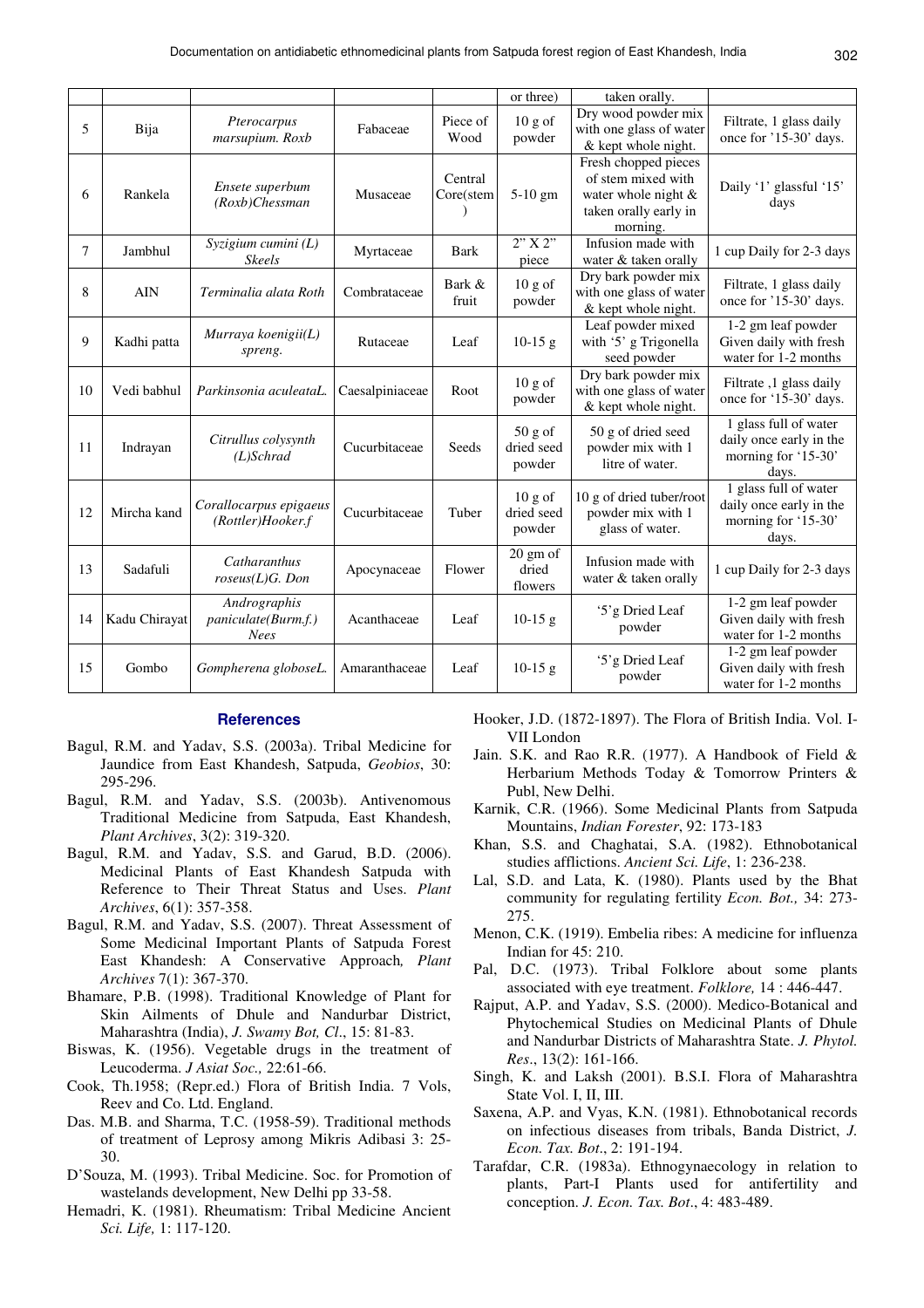| | | | | | or three) | taken orally. | |
|---|---|---|---|---|---|---|---|
| 5 | Bija | *Pterocarpus marsupium. Roxb* | Fabaceae | Piece of Wood | 10 g of powder | Dry wood powder mix with one glass of water & kept whole night. | Filtrate, 1 glass daily once for '15-30' days. |
| 6 | Rankela | *Ensete superbum (Roxb)Chessman* | Musaceae | Central Core(stem) | 5-10 gm | Fresh chopped pieces of stem mixed with water whole night & taken orally early in morning. | Daily '1' glassful '15' days |
| 7 | Jambhul | *Syzigium cumini (L) Skeels* | Myrtaceae | Bark | 2" X 2" piece | Infusion made with water & taken orally | 1 cup Daily for 2-3 days |
| 8 | AIN | *Terminalia alata Roth* | Combrataceae | Bark & fruit | 10 g of powder | Dry bark powder mix with one glass of water & kept whole night. | Filtrate, 1 glass daily once for '15-30' days. |
| 9 | Kadhi patta | *Murraya koenigii(L) spreng.* | Rutaceae | Leaf | 10-15 g | Leaf powder mixed with '5' g Trigonella seed powder | 1-2 gm leaf powder Given daily with fresh water for 1-2 months |
| 10 | Vedi babhul | *Parkinsonia aculeataL.* | Caesalpiniaceae | Root | 10 g of powder | Dry bark powder mix with one glass of water & kept whole night. | Filtrate ,1 glass daily once for '15-30' days. |
| 11 | Indrayan | *Citrullus colysynth (L)Schrad* | Cucurbitaceae | Seeds | 50 g of dried seed powder | 50 g of dried seed powder mix with 1 litre of water. | 1 glass full of water daily once early in the morning for '15-30' days. |
| 12 | Mircha kand | *Corallocarpus epigaeus (Rottler)Hooker.f* | Cucurbitaceae | Tuber | 10 g of dried seed powder | 10 g of dried tuber/root powder mix with 1 glass of water. | 1 glass full of water daily once early in the morning for '15-30' days. |
| 13 | Sadafuli | *Catharanthus roseus(L)G. Don* | Apocynaceae | Flower | 20 gm of dried flowers | Infusion made with water & taken orally | 1 cup Daily for 2-3 days |
| 14 | Kadu Chirayat | *Andrographis paniculate(Burm.f.) Nees* | Acanthaceae | Leaf | 10-15 g | '5'g Dried Leaf powder | 1-2 gm leaf powder Given daily with fresh water for 1-2 months |
| 15 | Gombo | *Gompherena globoseL.* | Amaranthaceae | Leaf | 10-15 g | '5'g Dried Leaf powder | 1-2 gm leaf powder Given daily with fresh water for 1-2 months |

## References

Bagul, R.M. and Yadav, S.S. (2003a). Tribal Medicine for Jaundice from East Khandesh, Satpuda, *Geobios*, 30: 295-296.

Bagul, R.M. and Yadav, S.S. (2003b). Antivenomous Traditional Medicine from Satpuda, East Khandesh, *Plant Archives*, 3(2): 319-320.

Bagul, R.M. and Yadav, S.S. and Garud, B.D. (2006). Medicinal Plants of East Khandesh Satpuda with Reference to Their Threat Status and Uses. *Plant Archives*, 6(1): 357-358.

Bagul, R.M. and Yadav, S.S. (2007). Threat Assessment of Some Medicinal Important Plants of Satpuda Forest East Khandesh: A Conservative Approach*, Plant Archives* 7(1): 367-370.

Bhamare, P.B. (1998). Traditional Knowledge of Plant for Skin Ailments of Dhule and Nandurbar District, Maharashtra (India), *J. Swamy Bot, Cl*., 15: 81-83.

Biswas, K. (1956). Vegetable drugs in the treatment of Leucoderma. *J Asiat Soc.,* 22:61-66.

Cook, Th.1958; (Repr.ed.) Flora of British India. 7 Vols, Reev and Co. Ltd. England.

Das. M.B. and Sharma, T.C. (1958-59). Traditional methods of treatment of Leprosy among Mikris Adibasi 3: 25-30.

D'Souza, M. (1993). Tribal Medicine. Soc. for Promotion of wastelands development, New Delhi pp 33-58.

Hemadri, K. (1981). Rheumatism: Tribal Medicine Ancient *Sci. Life,* 1: 117-120.

Hooker, J.D. (1872-1897). The Flora of British India. Vol. I-VII London

Jain. S.K. and Rao R.R. (1977). A Handbook of Field & Herbarium Methods Today & Tomorrow Printers & Publ, New Delhi.

Karnik, C.R. (1966). Some Medicinal Plants from Satpuda Mountains, *Indian Forester*, 92: 173-183

Khan, S.S. and Chaghatai, S.A. (1982). Ethnobotanical studies afflictions. *Ancient Sci. Life*, 1: 236-238.

Lal, S.D. and Lata, K. (1980). Plants used by the Bhat community for regulating fertility *Econ. Bot.,* 34: 273-275.

Menon, C.K. (1919). Embelia ribes: A medicine for influenza Indian for 45: 210.

Pal, D.C. (1973). Tribal Folklore about some plants associated with eye treatment. *Folklore,* 14 : 446-447.

Rajput, A.P. and Yadav, S.S. (2000). Medico-Botanical and Phytochemical Studies on Medicinal Plants of Dhule and Nandurbar Districts of Maharashtra State. *J. Phytol. Res*., 13(2): 161-166.

Singh, K. and Laksh (2001). B.S.I. Flora of Maharashtra State Vol. I, II, III.

Saxena, A.P. and Vyas, K.N. (1981). Ethnobotanical records on infectious diseases from tribals, Banda District, *J. Econ. Tax. Bot*., 2: 191-194.

Tarafdar, C.R. (1983a). Ethnogynaecology in relation to plants, Part-I Plants used for antifertility and conception. *J. Econ. Tax. Bot*., 4: 483-489.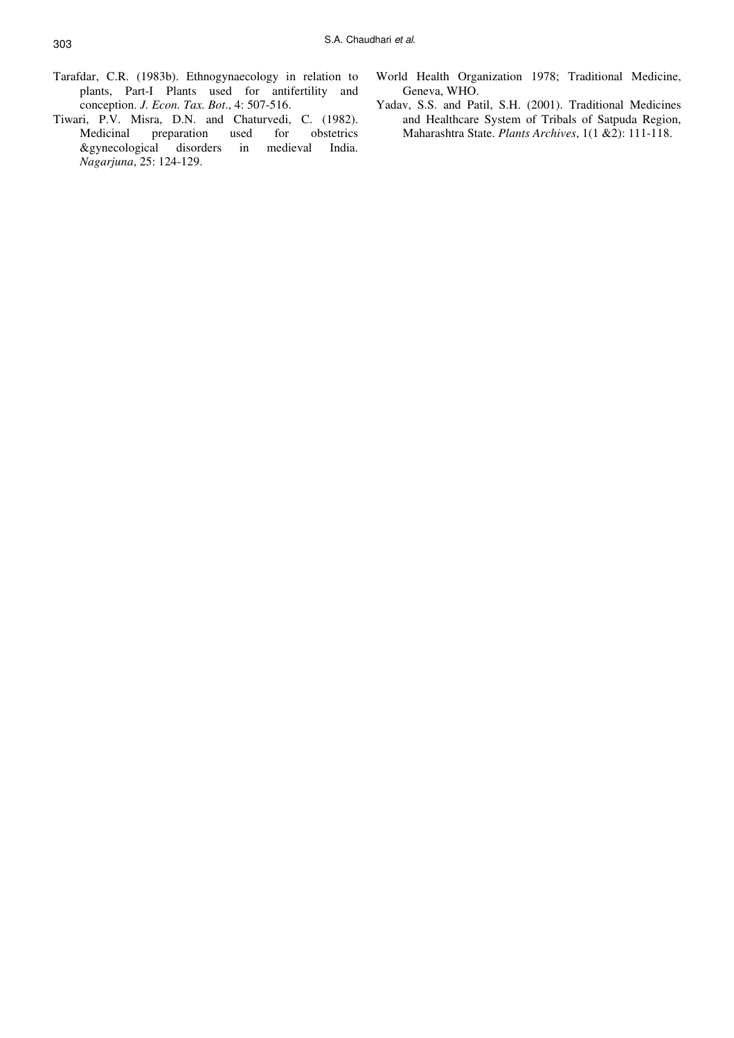Tarafdar, C.R. (1983b). Ethnogynaecology in relation to plants, Part-I Plants used for antifertility and conception. *J. Econ. Tax. Bot.*, 4: 507-516.

Tiwari, P.V. Misra, D.N. and Chaturvedi, C. (1982). Medicinal preparation used for obstetrics &gynecological disorders in medieval India. *Nagarjuna*, 25: 124-129.

World Health Organization 1978; Traditional Medicine, Geneva, WHO.

Yadav, S.S. and Patil, S.H. (2001). Traditional Medicines and Healthcare System of Tribals of Satpuda Region, Maharashtra State. *Plants Archives*, 1(1 &2): 111-118.